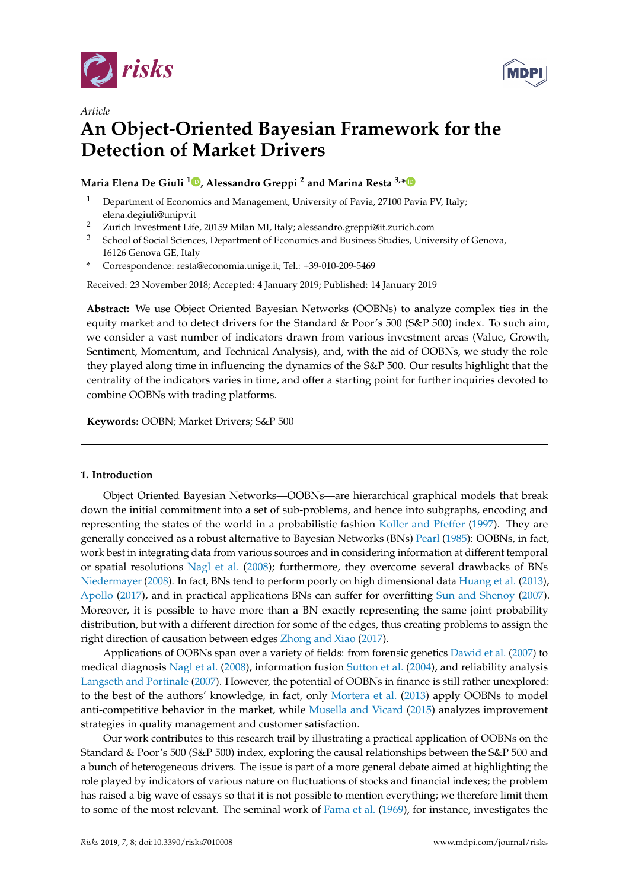*Article*

# An Object-Oriented Bayesian Framework for the Detection of Market Drivers

**Maria Elena De Giuli [1], Alessandro Greppi [2] and Marina Resta [3,*]**

[1] Department of Economics and Management, University of Pavia, 27100 Pavia PV, Italy; elena.degiuli@unipv.it
[2] Zurich Investment Life, 20159 Milan MI, Italy; alessandro.greppi@it.zurich.com
[3] School of Social Sciences, Department of Economics and Business Studies, University of Genova, 16126 Genova GE, Italy
[*] Correspondence: resta@economia.unige.it; Tel.: +39-010-209-5469

Received: 23 November 2018; Accepted: 4 January 2019; Published: 14 January 2019

**Abstract:** We use Object Oriented Bayesian Networks (OOBNs) to analyze complex ties in the equity market and to detect drivers for the Standard & Poor's 500 (S&P 500) index. To such aim, we consider a vast number of indicators drawn from various investment areas (Value, Growth, Sentiment, Momentum, and Technical Analysis), and, with the aid of OOBNs, we study the role they played along time in influencing the dynamics of the S&P 500. Our results highlight that the centrality of the indicators varies in time, and offer a starting point for further inquiries devoted to combine OOBNs with trading platforms.

**Keywords:** OOBN; Market Drivers; S&P 500

---

## 1. Introduction

Object Oriented Bayesian Networks—OOBNs—are hierarchical graphical models that break down the initial commitment into a set of sub-problems, and hence into subgraphs, encoding and representing the states of the world in a probabilistic fashion Koller and Pfeffer (1997). They are generally conceived as a robust alternative to Bayesian Networks (BNs) Pearl (1985): OOBNs, in fact, work best in integrating data from various sources and in considering information at different temporal or spatial resolutions Nagl et al. (2008); furthermore, they overcome several drawbacks of BNs Niedermayer (2008). In fact, BNs tend to perform poorly on high dimensional data Huang et al. (2013), Apollo (2017), and in practical applications BNs can suffer for overfitting Sun and Shenoy (2007). Moreover, it is possible to have more than a BN exactly representing the same joint probability distribution, but with a different direction for some of the edges, thus creating problems to assign the right direction of causation between edges Zhong and Xiao (2017).

Applications of OOBNs span over a variety of fields: from forensic genetics Dawid et al. (2007) to medical diagnosis Nagl et al. (2008), information fusion Sutton et al. (2004), and reliability analysis Langseth and Portinale (2007). However, the potential of OOBNs in finance is still rather unexplored: to the best of the authors' knowledge, in fact, only Mortera et al. (2013) apply OOBNs to model anti-competitive behavior in the market, while Musella and Vicard (2015) analyzes improvement strategies in quality management and customer satisfaction.

Our work contributes to this research trail by illustrating a practical application of OOBNs on the Standard & Poor's 500 (S&P 500) index, exploring the causal relationships between the S&P 500 and a bunch of heterogeneous drivers. The issue is part of a more general debate aimed at highlighting the role played by indicators of various nature on fluctuations of stocks and financial indexes; the problem has raised a big wave of essays so that it is not possible to mention everything; we therefore limit them to some of the most relevant. The seminal work of Fama et al. (1969), for instance, investigates the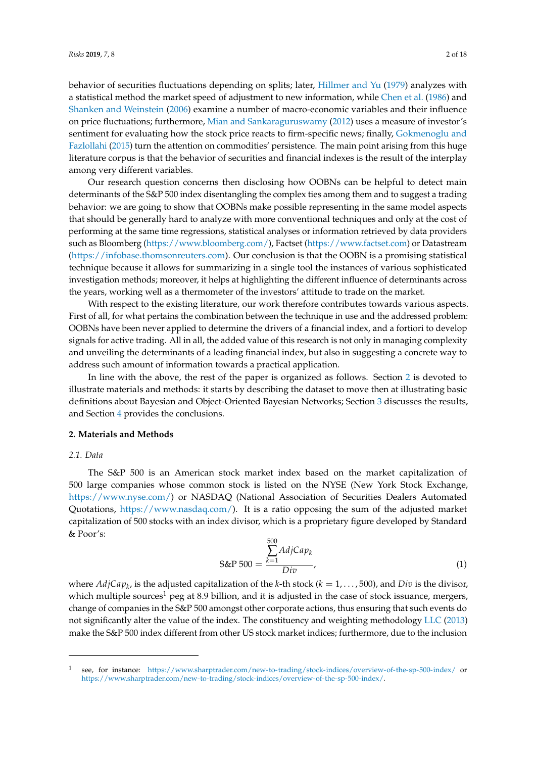behavior of securities fluctuations depending on splits; later, Hillmer and Yu (1979) analyzes with a statistical method the market speed of adjustment to new information, while Chen et al. (1986) and Shanken and Weinstein (2006) examine a number of macro-economic variables and their influence on price fluctuations; furthermore, Mian and Sankaraguruswamy (2012) uses a measure of investor's sentiment for evaluating how the stock price reacts to firm-specific news; finally, Gokmenoglu and Fazlollahi (2015) turn the attention on commodities' persistence. The main point arising from this huge literature corpus is that the behavior of securities and financial indexes is the result of the interplay among very different variables.

Our research question concerns then disclosing how OOBNs can be helpful to detect main determinants of the S&P 500 index disentangling the complex ties among them and to suggest a trading behavior: we are going to show that OOBNs make possible representing in the same model aspects that should be generally hard to analyze with more conventional techniques and only at the cost of performing at the same time regressions, statistical analyses or information retrieved by data providers such as Bloomberg (https://www.bloomberg.com/), Factset (https://www.factset.com) or Datastream (https://infobase.thomsonreuters.com). Our conclusion is that the OOBN is a promising statistical technique because it allows for summarizing in a single tool the instances of various sophisticated investigation methods; moreover, it helps at highlighting the different influence of determinants across the years, working well as a thermometer of the investors' attitude to trade on the market.

With respect to the existing literature, our work therefore contributes towards various aspects. First of all, for what pertains the combination between the technique in use and the addressed problem: OOBNs have been never applied to determine the drivers of a financial index, and a fortiori to develop signals for active trading. All in all, the added value of this research is not only in managing complexity and unveiling the determinants of a leading financial index, but also in suggesting a concrete way to address such amount of information towards a practical application.

In line with the above, the rest of the paper is organized as follows. Section 2 is devoted to illustrate materials and methods: it starts by describing the dataset to move then at illustrating basic definitions about Bayesian and Object-Oriented Bayesian Networks; Section 3 discusses the results, and Section 4 provides the conclusions.

## 2. Materials and Methods

### 2.1. Data

The S&P 500 is an American stock market index based on the market capitalization of 500 large companies whose common stock is listed on the NYSE (New York Stock Exchange, https://www.nyse.com/) or NASDAQ (National Association of Securities Dealers Automated Quotations, https://www.nasdaq.com/). It is a ratio opposing the sum of the adjusted market capitalization of 500 stocks with an index divisor, which is a proprietary figure developed by Standard & Poor's:

$$\text{S\&P 500} = \frac{\sum_{k=1}^{500} AdjCap_k}{Div}, \tag{1}$$

where $AdjCap_k$, is the adjusted capitalization of the $k$-th stock ($k = 1, \ldots, 500$), and $Div$ is the divisor, which multiple sources[1] peg at 8.9 billion, and it is adjusted in the case of stock issuance, mergers, change of companies in the S&P 500 amongst other corporate actions, thus ensuring that such events do not significantly alter the value of the index. The constituency and weighting methodology LLC (2013) make the S&P 500 index different from other US stock market indices; furthermore, due to the inclusion

[1] see, for instance: https://www.sharptrader.com/new-to-trading/stock-indices/overview-of-the-sp-500-index/ or https://www.sharptrader.com/new-to-trading/stock-indices/overview-of-the-sp-500-index/.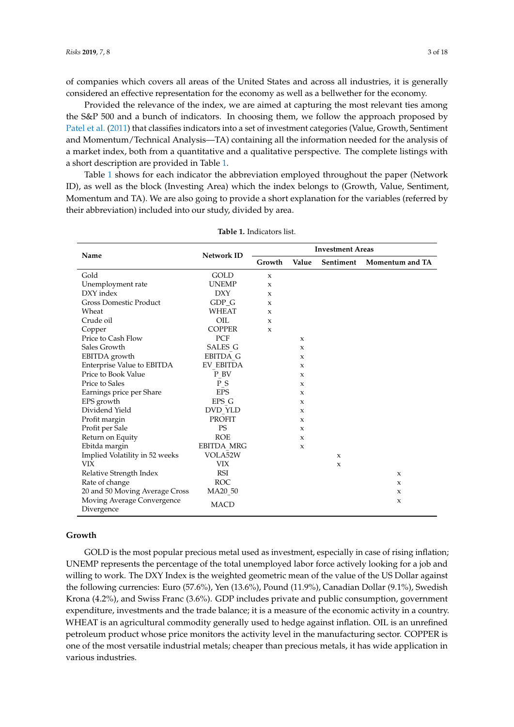of companies which covers all areas of the United States and across all industries, it is generally considered an effective representation for the economy as well as a bellwether for the economy.

Provided the relevance of the index, we are aimed at capturing the most relevant ties among the S&P 500 and a bunch of indicators. In choosing them, we follow the approach proposed by Patel et al. (2011) that classifies indicators into a set of investment categories (Value, Growth, Sentiment and Momentum/Technical Analysis—TA) containing all the information needed for the analysis of a market index, both from a quantitative and a qualitative perspective. The complete listings with a short description are provided in Table 1.

Table 1 shows for each indicator the abbreviation employed throughout the paper (Network ID), as well as the block (Investing Area) which the index belongs to (Growth, Value, Sentiment, Momentum and TA). We are also going to provide a short explanation for the variables (referred by their abbreviation) included into our study, divided by area.

**Table 1.** Indicators list.

| Name | Network ID | Investment Areas | | | |
|---|---|---|---|---|---|
| | | Growth | Value | Sentiment | Momentum and TA |
| Gold | GOLD | x | | | |
| Unemployment rate | UNEMP | x | | | |
| DXY index | DXY | x | | | |
| Gross Domestic Product | GDP_G | x | | | |
| Wheat | WHEAT | x | | | |
| Crude oil | OIL | x | | | |
| Copper | COPPER | x | | | |
| Price to Cash Flow | PCF | | x | | |
| Sales Growth | SALES_G | | x | | |
| EBITDA growth | EBITDA_G | | x | | |
| Enterprise Value to EBITDA | EV_EBITDA | | x | | |
| Price to Book Value | P_BV | | x | | |
| Price to Sales | P_S | | x | | |
| Earnings price per Share | EPS | | x | | |
| EPS growth | EPS_G | | x | | |
| Dividend Yield | DVD_YLD | | x | | |
| Profit margin | PROFIT | | x | | |
| Profit per Sale | PS | | x | | |
| Return on Equity | ROE | | x | | |
| Ebitda margin | EBITDA_MRG | | x | | |
| Implied Volatility in 52 weeks | VOLA52W | | | x | |
| VIX | VIX | | | x | |
| Relative Strength Index | RSI | | | | x |
| Rate of change | ROC | | | | x |
| 20 and 50 Moving Average Cross | MA20_50 | | | | x |
| Moving Average Convergence Divergence | MACD | | | | x |

**Growth**

GOLD is the most popular precious metal used as investment, especially in case of rising inflation; UNEMP represents the percentage of the total unemployed labor force actively looking for a job and willing to work. The DXY Index is the weighted geometric mean of the value of the US Dollar against the following currencies: Euro (57.6%), Yen (13.6%), Pound (11.9%), Canadian Dollar (9.1%), Swedish Krona (4.2%), and Swiss Franc (3.6%). GDP includes private and public consumption, government expenditure, investments and the trade balance; it is a measure of the economic activity in a country. WHEAT is an agricultural commodity generally used to hedge against inflation. OIL is an unrefined petroleum product whose price monitors the activity level in the manufacturing sector. COPPER is one of the most versatile industrial metals; cheaper than precious metals, it has wide application in various industries.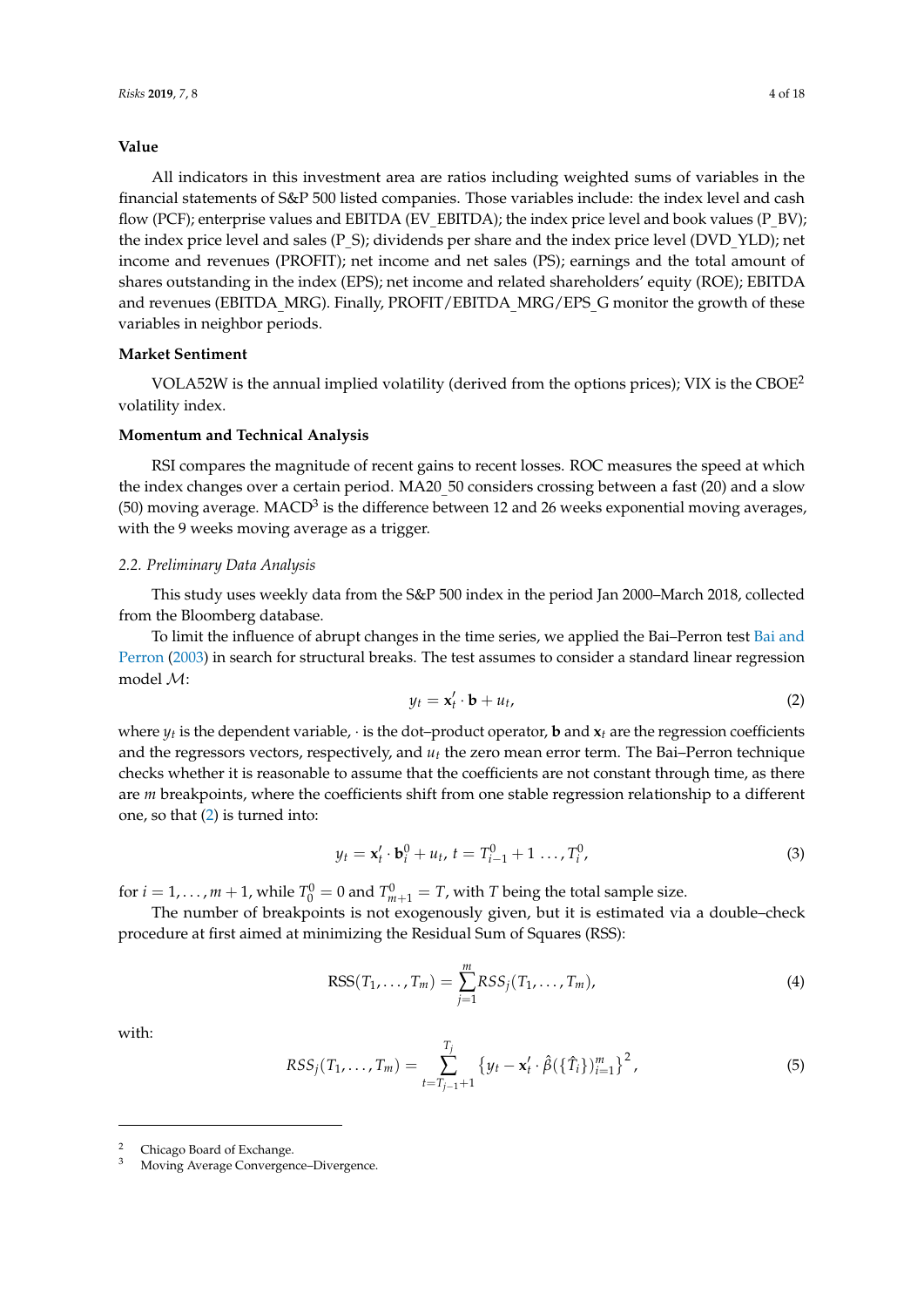**Value**

All indicators in this investment area are ratios including weighted sums of variables in the financial statements of S&P 500 listed companies. Those variables include: the index level and cash flow (PCF); enterprise values and EBITDA (EV_EBITDA); the index price level and book values (P_BV); the index price level and sales (P_S); dividends per share and the index price level (DVD_YLD); net income and revenues (PROFIT); net income and net sales (PS); earnings and the total amount of shares outstanding in the index (EPS); net income and related shareholders' equity (ROE); EBITDA and revenues (EBITDA_MRG). Finally, PROFIT/EBITDA_MRG/EPS_G monitor the growth of these variables in neighbor periods.

**Market Sentiment**

VOLA52W is the annual implied volatility (derived from the options prices); VIX is the CBOE[2] volatility index.

**Momentum and Technical Analysis**

RSI compares the magnitude of recent gains to recent losses. ROC measures the speed at which the index changes over a certain period. MA20_50 considers crossing between a fast (20) and a slow (50) moving average. MACD[3] is the difference between 12 and 26 weeks exponential moving averages, with the 9 weeks moving average as a trigger.

### *2.2. Preliminary Data Analysis*

This study uses weekly data from the S&P 500 index in the period Jan 2000–March 2018, collected from the Bloomberg database.

To limit the influence of abrupt changes in the time series, we applied the Bai–Perron test Bai and Perron (2003) in search for structural breaks. The test assumes to consider a standard linear regression model $\mathcal{M}$:

$$y_t = \mathbf{x}_t' \cdot \mathbf{b} + u_t, \tag{2}$$

where $y_t$ is the dependent variable, $\cdot$ is the dot–product operator, $\mathbf{b}$ and $\mathbf{x}_t$ are the regression coefficients and the regressors vectors, respectively, and $u_t$ the zero mean error term. The Bai–Perron technique checks whether it is reasonable to assume that the coefficients are not constant through time, as there are $m$ breakpoints, where the coefficients shift from one stable regression relationship to a different one, so that (2) is turned into:

$$y_t = \mathbf{x}_t' \cdot \mathbf{b}_i^0 + u_t,\ t = T_{i-1}^0 + 1 \ldots, T_i^0, \tag{3}$$

for $i = 1, \ldots, m+1$, while $T_0^0 = 0$ and $T_{m+1}^0 = T$, with $T$ being the total sample size.

The number of breakpoints is not exogenously given, but it is estimated via a double–check procedure at first aimed at minimizing the Residual Sum of Squares (RSS):

$$\mathrm{RSS}(T_1, \ldots, T_m) = \sum_{j=1}^{m} RSS_j(T_1, \ldots, T_m), \tag{4}$$

with:

$$RSS_j(T_1, \ldots, T_m) = \sum_{t=T_{j-1}+1}^{T_j} \left\{ y_t - \mathbf{x}_t' \cdot \hat{\beta}(\{\hat{T}_i\})_{i=1}^m \right\}^2, \tag{5}$$

---

[2] Chicago Board of Exchange.

[3] Moving Average Convergence–Divergence.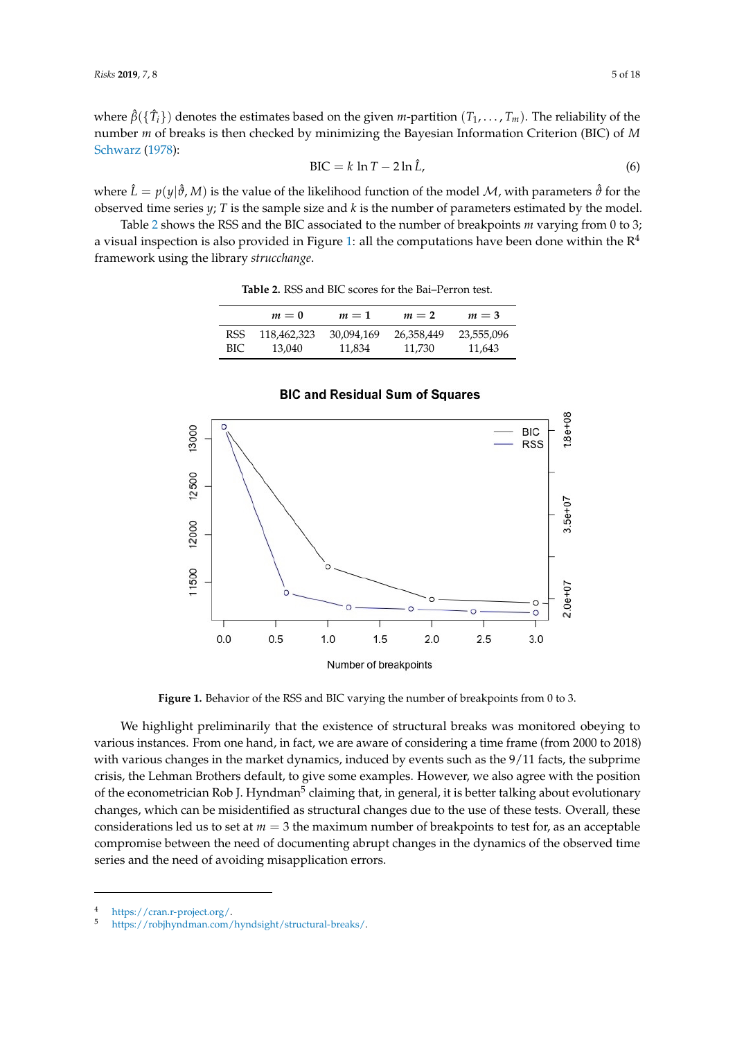where $\hat{\beta}(\{\hat{T}_i\})$ denotes the estimates based on the given $m$-partition $(T_1, \ldots, T_m)$. The reliability of the number $m$ of breaks is then checked by minimizing the Bayesian Information Criterion (BIC) of M Schwarz (1978):

$$\text{BIC} = k \ln T - 2 \ln \hat{L}, \tag{6}$$

where $\hat{L} = p(y|\hat{\vartheta}, M)$ is the value of the likelihood function of the model $\mathcal{M}$, with parameters $\hat{\vartheta}$ for the observed time series $y$; $T$ is the sample size and $k$ is the number of parameters estimated by the model.

Table 2 shows the RSS and the BIC associated to the number of breakpoints $m$ varying from 0 to 3; a visual inspection is also provided in Figure 1: all the computations have been done within the R[4] framework using the library *strucchange*.

**Table 2.** RSS and BIC scores for the Bai–Perron test.

| | $m = 0$ | $m = 1$ | $m = 2$ | $m = 3$ |
|---|---|---|---|---|
| RSS | 118,462,323 | 30,094,169 | 26,358,449 | 23,555,096 |
| BIC | 13,040 | 11,834 | 11,730 | 11,643 |

**Figure 1.** Behavior of the RSS and BIC varying the number of breakpoints from 0 to 3.

We highlight preliminarily that the existence of structural breaks was monitored obeying to various instances. From one hand, in fact, we are aware of considering a time frame (from 2000 to 2018) with various changes in the market dynamics, induced by events such as the 9/11 facts, the subprime crisis, the Lehman Brothers default, to give some examples. However, we also agree with the position of the econometrician Rob J. Hyndman[5] claiming that, in general, it is better talking about evolutionary changes, which can be misidentified as structural changes due to the use of these tests. Overall, these considerations led us to set at $m = 3$ the maximum number of breakpoints to test for, as an acceptable compromise between the need of documenting abrupt changes in the dynamics of the observed time series and the need of avoiding misapplication errors.

---

[4] https://cran.r-project.org/.

[5] https://robjhyndman.com/hyndsight/structural-breaks/.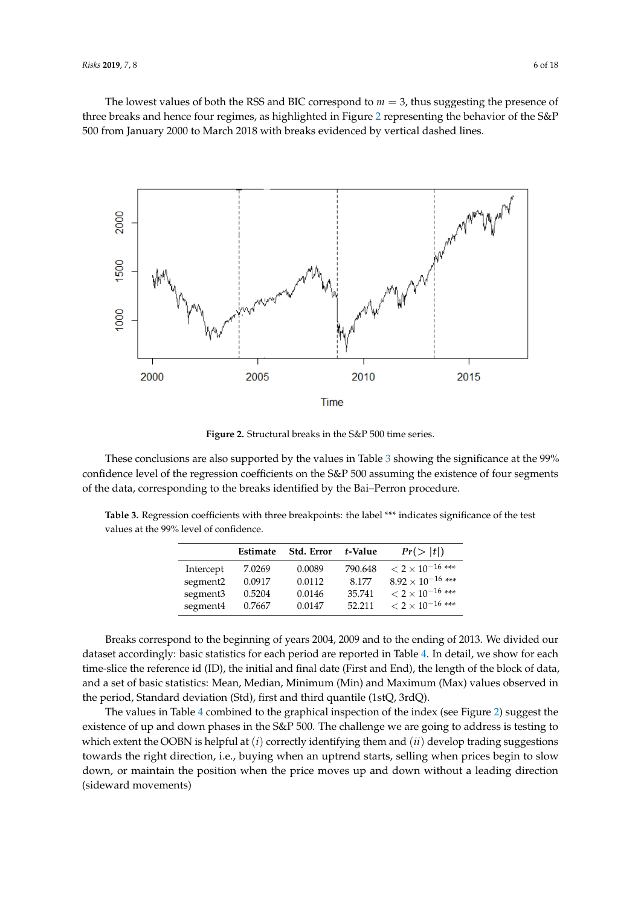The lowest values of both the RSS and BIC correspond to $m = 3$, thus suggesting the presence of three breaks and hence four regimes, as highlighted in Figure 2 representing the behavior of the S&P 500 from January 2000 to March 2018 with breaks evidenced by vertical dashed lines.

**Figure 2.** Structural breaks in the S&P 500 time series.

These conclusions are also supported by the values in Table 3 showing the significance at the 99% confidence level of the regression coefficients on the S&P 500 assuming the existence of four segments of the data, corresponding to the breaks identified by the Bai–Perron procedure.

**Table 3.** Regression coefficients with three breakpoints: the label *** indicates significance of the test values at the 99% level of confidence.

| | Estimate | Std. Error | $t$-Value | $Pr(>\|t\|)$ |
|---|---|---|---|---|
| Intercept | 7.0269 | 0.0089 | 790.648 | $< 2 \times 10^{-16}$ *** |
| segment2 | 0.0917 | 0.0112 | 8.177 | $8.92 \times 10^{-16}$ *** |
| segment3 | 0.5204 | 0.0146 | 35.741 | $< 2 \times 10^{-16}$ *** |
| segment4 | 0.7667 | 0.0147 | 52.211 | $< 2 \times 10^{-16}$ *** |

Breaks correspond to the beginning of years 2004, 2009 and to the ending of 2013. We divided our dataset accordingly: basic statistics for each period are reported in Table 4. In detail, we show for each time-slice the reference id (ID), the initial and final date (First and End), the length of the block of data, and a set of basic statistics: Mean, Median, Minimum (Min) and Maximum (Max) values observed in the period, Standard deviation (Std), first and third quantile (1stQ, 3rdQ).

The values in Table 4 combined to the graphical inspection of the index (see Figure 2) suggest the existence of up and down phases in the S&P 500. The challenge we are going to address is testing to which extent the OOBN is helpful at $(i)$ correctly identifying them and $(ii)$ develop trading suggestions towards the right direction, i.e., buying when an uptrend starts, selling when prices begin to slow down, or maintain the position when the price moves up and down without a leading direction (sideward movements)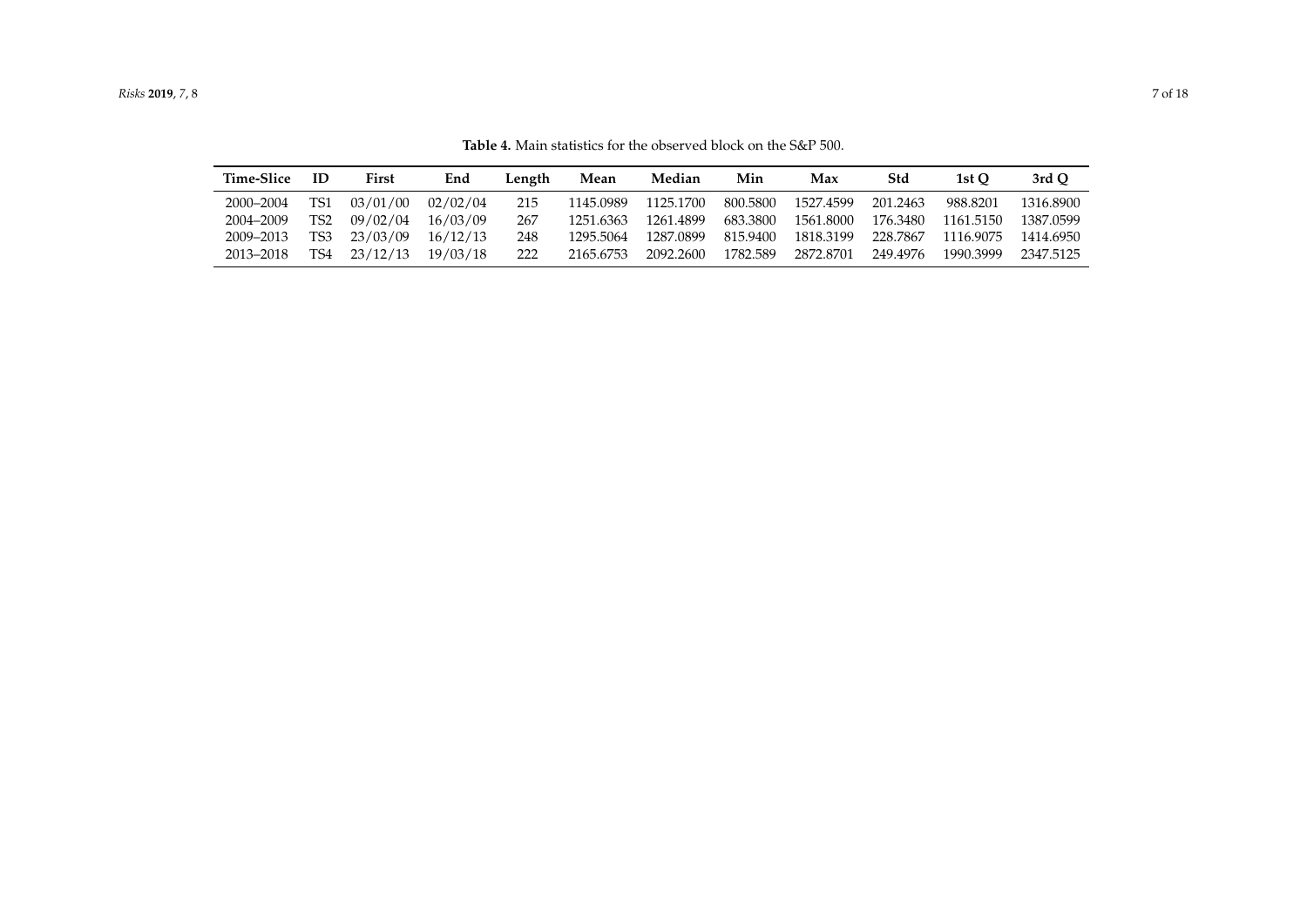**Table 4.** Main statistics for the observed block on the S&P 500.

| Time-Slice | ID | First | End | Length | Mean | Median | Min | Max | Std | 1st Q | 3rd Q |
|---|---|---|---|---|---|---|---|---|---|---|---|
| 2000–2004 | TS1 | 03/01/00 | 02/02/04 | 215 | 1145.0989 | 1125.1700 | 800.5800 | 1527.4599 | 201.2463 | 988.8201 | 1316.8900 |
| 2004–2009 | TS2 | 09/02/04 | 16/03/09 | 267 | 1251.6363 | 1261.4899 | 683.3800 | 1561.8000 | 176.3480 | 1161.5150 | 1387.0599 |
| 2009–2013 | TS3 | 23/03/09 | 16/12/13 | 248 | 1295.5064 | 1287.0899 | 815.9400 | 1818.3199 | 228.7867 | 1116.9075 | 1414.6950 |
| 2013–2018 | TS4 | 23/12/13 | 19/03/18 | 222 | 2165.6753 | 2092.2600 | 1782.589 | 2872.8701 | 249.4976 | 1990.3999 | 2347.5125 |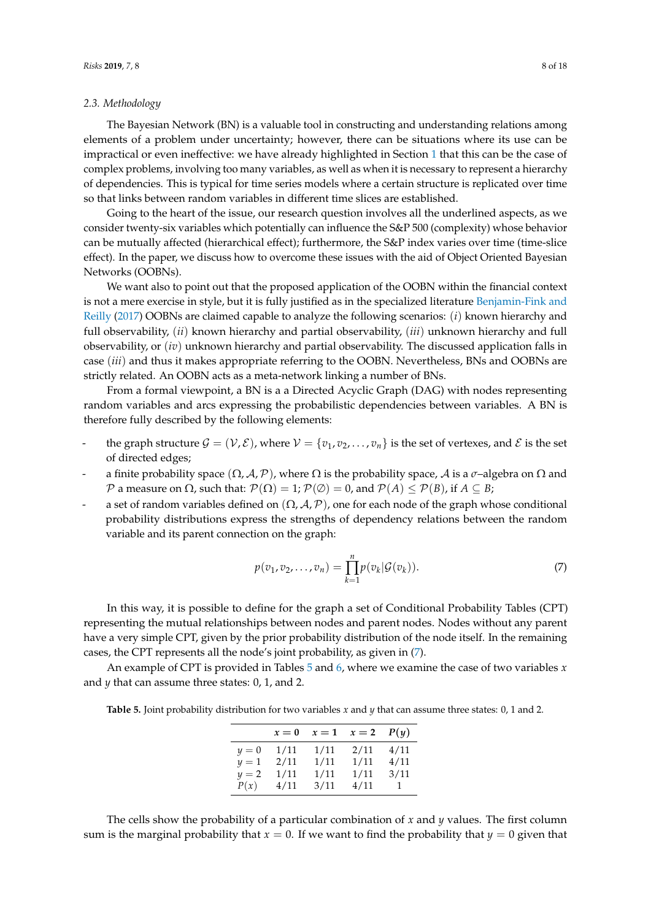### 2.3. Methodology

The Bayesian Network (BN) is a valuable tool in constructing and understanding relations among elements of a problem under uncertainty; however, there can be situations where its use can be impractical or even ineffective: we have already highlighted in Section 1 that this can be the case of complex problems, involving too many variables, as well as when it is necessary to represent a hierarchy of dependencies. This is typical for time series models where a certain structure is replicated over time so that links between random variables in different time slices are established.

Going to the heart of the issue, our research question involves all the underlined aspects, as we consider twenty-six variables which potentially can influence the S&P 500 (complexity) whose behavior can be mutually affected (hierarchical effect); furthermore, the S&P index varies over time (time-slice effect). In the paper, we discuss how to overcome these issues with the aid of Object Oriented Bayesian Networks (OOBNs).

We want also to point out that the proposed application of the OOBN within the financial context is not a mere exercise in style, but it is fully justified as in the specialized literature Benjamin-Fink and Reilly (2017) OOBNs are claimed capable to analyze the following scenarios: (*i*) known hierarchy and full observability, (*ii*) known hierarchy and partial observability, (*iii*) unknown hierarchy and full observability, or (*iv*) unknown hierarchy and partial observability. The discussed application falls in case (*iii*) and thus it makes appropriate referring to the OOBN. Nevertheless, BNs and OOBNs are strictly related. An OOBN acts as a meta-network linking a number of BNs.

From a formal viewpoint, a BN is a a Directed Acyclic Graph (DAG) with nodes representing random variables and arcs expressing the probabilistic dependencies between variables. A BN is therefore fully described by the following elements:

- the graph structure $\mathcal{G} = (\mathcal{V}, \mathcal{E})$, where $\mathcal{V} = \{v_1, v_2, \ldots, v_n\}$ is the set of vertexes, and $\mathcal{E}$ is the set of directed edges;
- a finite probability space $(\Omega, \mathcal{A}, \mathcal{P})$, where $\Omega$ is the probability space, $\mathcal{A}$ is a $\sigma$–algebra on $\Omega$ and $\mathcal{P}$ a measure on $\Omega$, such that: $\mathcal{P}(\Omega) = 1$; $\mathcal{P}(\emptyset) = 0$, and $\mathcal{P}(A) \leq \mathcal{P}(B)$, if $A \subseteq B$;
- a set of random variables defined on $(\Omega, \mathcal{A}, \mathcal{P})$, one for each node of the graph whose conditional probability distributions express the strengths of dependency relations between the random variable and its parent connection on the graph:

$$p(v_1, v_2, \ldots, v_n) = \prod_{k=1}^{n} p(v_k | \mathcal{G}(v_k)). \tag{7}$$

In this way, it is possible to define for the graph a set of Conditional Probability Tables (CPT) representing the mutual relationships between nodes and parent nodes. Nodes without any parent have a very simple CPT, given by the prior probability distribution of the node itself. In the remaining cases, the CPT represents all the node's joint probability, as given in (7).

An example of CPT is provided in Tables 5 and 6, where we examine the case of two variables $x$ and $y$ that can assume three states: 0, 1, and 2.

**Table 5.** Joint probability distribution for two variables $x$ and $y$ that can assume three states: 0, 1 and 2.

| | $x = 0$ | $x = 1$ | $x = 2$ | $P(y)$ |
|---|---|---|---|---|
| $y = 0$ | 1/11 | 1/11 | 2/11 | 4/11 |
| $y = 1$ | 2/11 | 1/11 | 1/11 | 4/11 |
| $y = 2$ | 1/11 | 1/11 | 1/11 | 3/11 |
| $P(x)$ | 4/11 | 3/11 | 4/11 | 1 |

The cells show the probability of a particular combination of $x$ and $y$ values. The first column sum is the marginal probability that $x = 0$. If we want to find the probability that $y = 0$ given that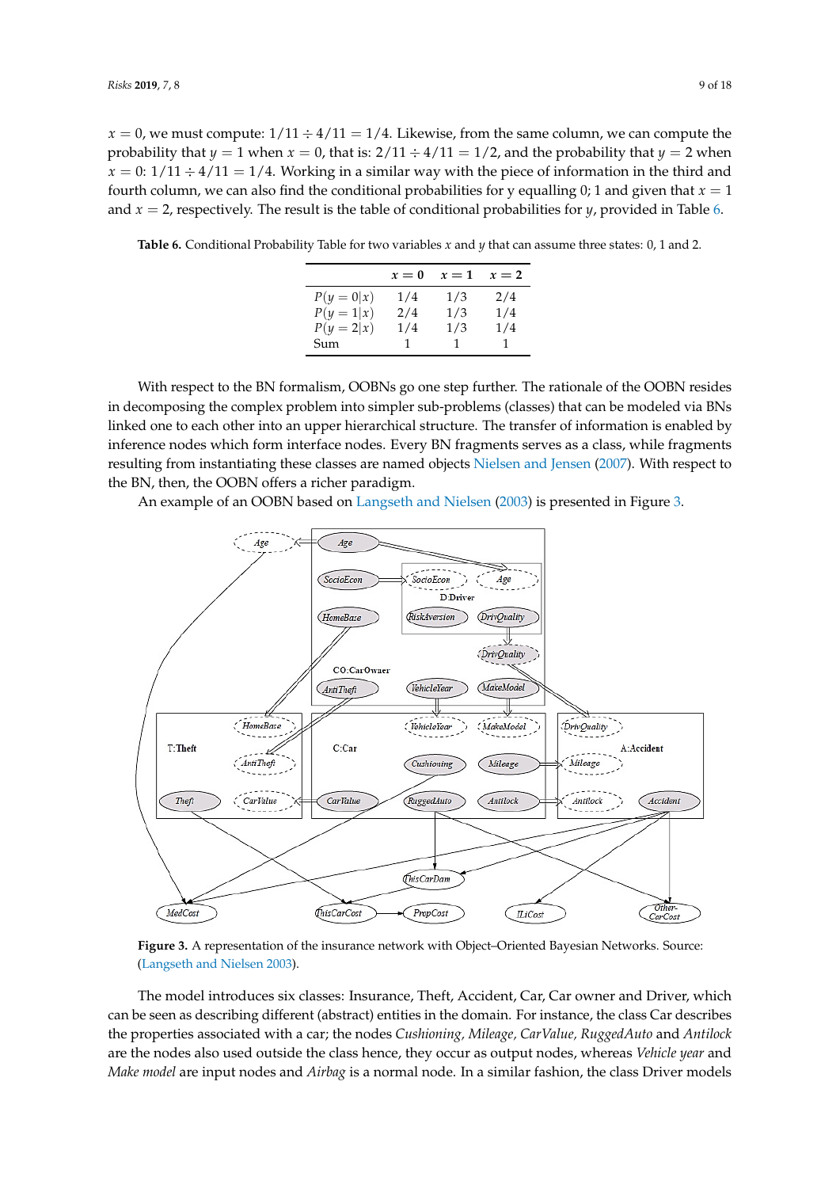$x = 0$, we must compute: $1/11 \div 4/11 = 1/4$. Likewise, from the same column, we can compute the probability that $y = 1$ when $x = 0$, that is: $2/11 \div 4/11 = 1/2$, and the probability that $y = 2$ when $x = 0$: $1/11 \div 4/11 = 1/4$. Working in a similar way with the piece of information in the third and fourth column, we can also find the conditional probabilities for y equalling 0; 1 and given that $x = 1$ and $x = 2$, respectively. The result is the table of conditional probabilities for $y$, provided in Table 6.

**Table 6.** Conditional Probability Table for two variables $x$ and $y$ that can assume three states: 0, 1 and 2.

| | $x = 0$ | $x = 1$ | $x = 2$ |
|---|---|---|---|
| $P(y = 0\|x)$ | 1/4 | 1/3 | 2/4 |
| $P(y = 1\|x)$ | 2/4 | 1/3 | 1/4 |
| $P(y = 2\|x)$ | 1/4 | 1/3 | 1/4 |
| Sum | 1 | 1 | 1 |

With respect to the BN formalism, OOBNs go one step further. The rationale of the OOBN resides in decomposing the complex problem into simpler sub-problems (classes) that can be modeled via BNs linked one to each other into an upper hierarchical structure. The transfer of information is enabled by inference nodes which form interface nodes. Every BN fragments serves as a class, while fragments resulting from instantiating these classes are named objects Nielsen and Jensen (2007). With respect to the BN, then, the OOBN offers a richer paradigm.

An example of an OOBN based on Langseth and Nielsen (2003) is presented in Figure 3.

**Figure 3.** A representation of the insurance network with Object–Oriented Bayesian Networks. Source: (Langseth and Nielsen 2003).

The model introduces six classes: Insurance, Theft, Accident, Car, Car owner and Driver, which can be seen as describing different (abstract) entities in the domain. For instance, the class Car describes the properties associated with a car; the nodes *Cushioning, Mileage, CarValue, RuggedAuto* and *Antilock* are the nodes also used outside the class hence, they occur as output nodes, whereas *Vehicle year* and *Make model* are input nodes and *Airbag* is a normal node. In a similar fashion, the class Driver models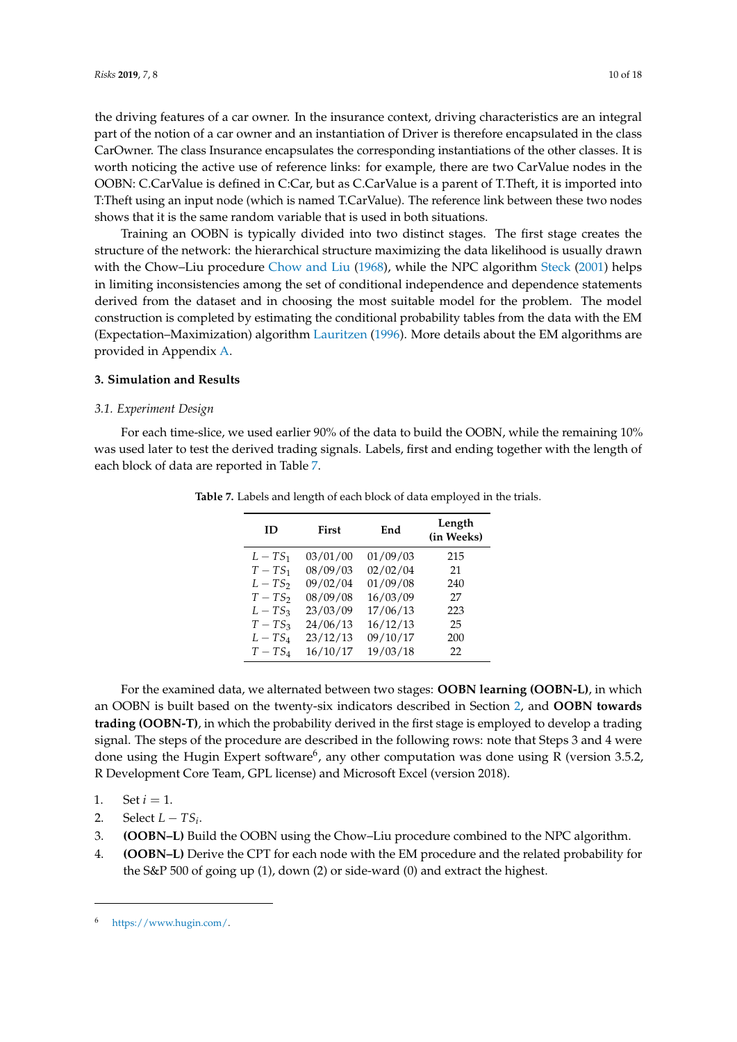the driving features of a car owner. In the insurance context, driving characteristics are an integral part of the notion of a car owner and an instantiation of Driver is therefore encapsulated in the class CarOwner. The class Insurance encapsulates the corresponding instantiations of the other classes. It is worth noticing the active use of reference links: for example, there are two CarValue nodes in the OOBN: C.CarValue is defined in C:Car, but as C.CarValue is a parent of T.Theft, it is imported into T:Theft using an input node (which is named T.CarValue). The reference link between these two nodes shows that it is the same random variable that is used in both situations.

Training an OOBN is typically divided into two distinct stages. The first stage creates the structure of the network: the hierarchical structure maximizing the data likelihood is usually drawn with the Chow–Liu procedure Chow and Liu (1968), while the NPC algorithm Steck (2001) helps in limiting inconsistencies among the set of conditional independence and dependence statements derived from the dataset and in choosing the most suitable model for the problem. The model construction is completed by estimating the conditional probability tables from the data with the EM (Expectation–Maximization) algorithm Lauritzen (1996). More details about the EM algorithms are provided in Appendix A.

## 3. Simulation and Results

### 3.1. Experiment Design

For each time-slice, we used earlier 90% of the data to build the OOBN, while the remaining 10% was used later to test the derived trading signals. Labels, first and ending together with the length of each block of data are reported in Table 7.

**Table 7.** Labels and length of each block of data employed in the trials.

| ID | First | End | Length (in Weeks) |
|---|---|---|---|
| $L-TS_1$ | 03/01/00 | 01/09/03 | 215 |
| $T-TS_1$ | 08/09/03 | 02/02/04 | 21 |
| $L-TS_2$ | 09/02/04 | 01/09/08 | 240 |
| $T-TS_2$ | 08/09/08 | 16/03/09 | 27 |
| $L-TS_3$ | 23/03/09 | 17/06/13 | 223 |
| $T-TS_3$ | 24/06/13 | 16/12/13 | 25 |
| $L-TS_4$ | 23/12/13 | 09/10/17 | 200 |
| $T-TS_4$ | 16/10/17 | 19/03/18 | 22 |

For the examined data, we alternated between two stages: **OOBN learning (OOBN-L)**, in which an OOBN is built based on the twenty-six indicators described in Section 2, and **OOBN towards trading (OOBN-T)**, in which the probability derived in the first stage is employed to develop a trading signal. The steps of the procedure are described in the following rows: note that Steps 3 and 4 were done using the Hugin Expert software[6], any other computation was done using R (version 3.5.2, R Development Core Team, GPL license) and Microsoft Excel (version 2018).

1. Set $i = 1$.
2. Select $L-TS_i$.
3. **(OOBN–L)** Build the OOBN using the Chow–Liu procedure combined to the NPC algorithm.
4. **(OOBN–L)** Derive the CPT for each node with the EM procedure and the related probability for the S&P 500 of going up (1), down (2) or side-ward (0) and extract the highest.

[6] https://www.hugin.com/.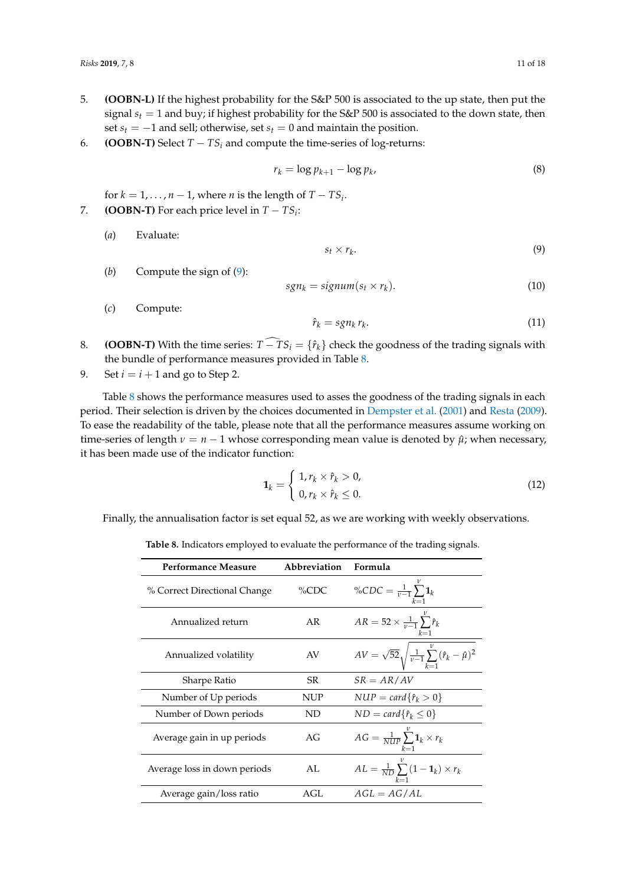5. **(OOBN-L)** If the highest probability for the S&P 500 is associated to the up state, then put the signal $s_t = 1$ and buy; if highest probability for the S&P 500 is associated to the down state, then set $s_t = -1$ and sell; otherwise, set $s_t = 0$ and maintain the position.
6. **(OOBN-T)** Select $T - TS_i$ and compute the time-series of log-returns:

$$r_k = \log p_{k+1} - \log p_k, \tag{8}$$

   for $k = 1, \ldots, n-1$, where $n$ is the length of $T - TS_i$.
7. **(OOBN-T)** For each price level in $T - TS_i$:

   (*a*) Evaluate:
$$s_t \times r_k. \tag{9}$$

   (*b*) Compute the sign of (9):
$$sgn_k = signum(s_t \times r_k). \tag{10}$$

   (*c*) Compute:
$$\hat{r}_k = sgn_k \, r_k. \tag{11}$$

8. **(OOBN-T)** With the time series: $\widehat{T - TS_i} = \{\hat{r}_k\}$ check the goodness of the trading signals with the bundle of performance measures provided in Table 8.
9. Set $i = i + 1$ and go to Step 2.

Table 8 shows the performance measures used to asses the goodness of the trading signals in each period. Their selection is driven by the choices documented in Dempster et al. (2001) and Resta (2009). To ease the readability of the table, please note that all the performance measures assume working on time-series of length $\nu = n - 1$ whose corresponding mean value is denoted by $\hat{\mu}$; when necessary, it has been made use of the indicator function:

$$\mathbf{1}_k = \begin{cases} 1, r_k \times \hat{r}_k > 0, \\ 0, r_k \times \hat{r}_k \leq 0. \end{cases} \tag{12}$$

Finally, the annualisation factor is set equal 52, as we are working with weekly observations.

**Table 8.** Indicators employed to evaluate the performance of the trading signals.

| Performance Measure | Abbreviation | Formula |
|---|---|---|
| % Correct Directional Change | %CDC | $\%CDC = \frac{1}{\nu-1}\sum_{k=1}^{\nu}\mathbf{1}_k$ |
| Annualized return | AR | $AR = 52 \times \frac{1}{\nu-1}\sum_{k=1}^{\nu}\hat{r}_k$ |
| Annualized volatility | AV | $AV = \sqrt{52}\sqrt{\frac{1}{\nu-1}\sum_{k=1}^{\nu}(\hat{r}_k - \hat{\mu})^2}$ |
| Sharpe Ratio | SR | $SR = AR/AV$ |
| Number of Up periods | NUP | $NUP = card\{\hat{r}_k > 0\}$ |
| Number of Down periods | ND | $ND = card\{\hat{r}_k \leq 0\}$ |
| Average gain in up periods | AG | $AG = \frac{1}{NUP}\sum_{k=1}^{\nu}\mathbf{1}_k \times r_k$ |
| Average loss in down periods | AL | $AL = \frac{1}{ND}\sum_{k=1}^{\nu}(1 - \mathbf{1}_k) \times r_k$ |
| Average gain/loss ratio | AGL | $AGL = AG/AL$ |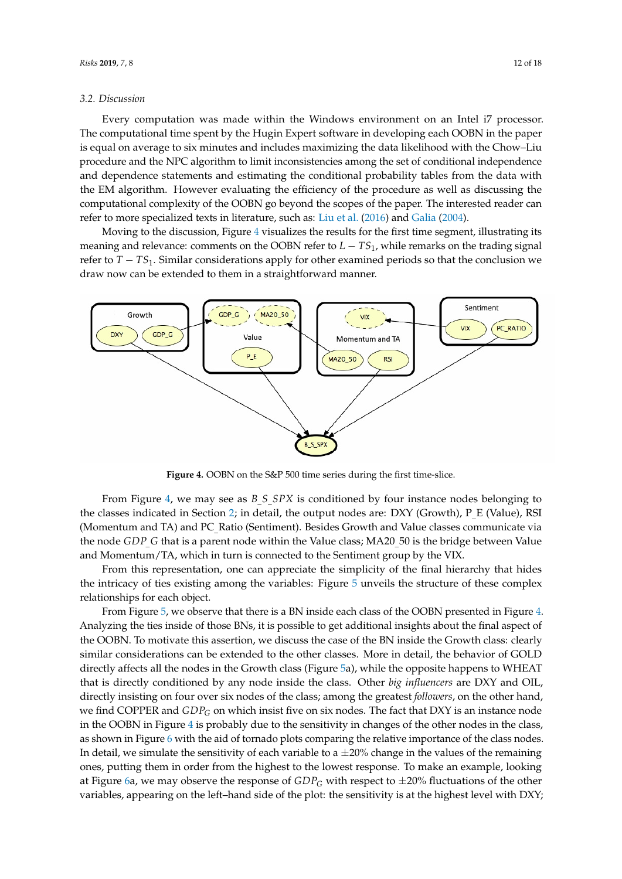### 3.2. Discussion

Every computation was made within the Windows environment on an Intel i7 processor. The computational time spent by the Hugin Expert software in developing each OOBN in the paper is equal on average to six minutes and includes maximizing the data likelihood with the Chow–Liu procedure and the NPC algorithm to limit inconsistencies among the set of conditional independence and dependence statements and estimating the conditional probability tables from the data with the EM algorithm. However evaluating the efficiency of the procedure as well as discussing the computational complexity of the OOBN go beyond the scopes of the paper. The interested reader can refer to more specialized texts in literature, such as: Liu et al. (2016) and Galia (2004).

Moving to the discussion, Figure 4 visualizes the results for the first time segment, illustrating its meaning and relevance: comments on the OOBN refer to $L - TS_1$, while remarks on the trading signal refer to $T - TS_1$. Similar considerations apply for other examined periods so that the conclusion we draw now can be extended to them in a straightforward manner.

**Figure 4.** OOBN on the S&P 500 time series during the first time-slice.

From Figure 4, we may see as $B\_S\_SPX$ is conditioned by four instance nodes belonging to the classes indicated in Section 2; in detail, the output nodes are: DXY (Growth), P_E (Value), RSI (Momentum and TA) and PC_Ratio (Sentiment). Besides Growth and Value classes communicate via the node $GDP\_G$ that is a parent node within the Value class; MA20_50 is the bridge between Value and Momentum/TA, which in turn is connected to the Sentiment group by the VIX.

From this representation, one can appreciate the simplicity of the final hierarchy that hides the intricacy of ties existing among the variables: Figure 5 unveils the structure of these complex relationships for each object.

From Figure 5, we observe that there is a BN inside each class of the OOBN presented in Figure 4. Analyzing the ties inside of those BNs, it is possible to get additional insights about the final aspect of the OOBN. To motivate this assertion, we discuss the case of the BN inside the Growth class: clearly similar considerations can be extended to the other classes. More in detail, the behavior of GOLD directly affects all the nodes in the Growth class (Figure 5a), while the opposite happens to WHEAT that is directly conditioned by any node inside the class. Other *big influencers* are DXY and OIL, directly insisting on four over six nodes of the class; among the greatest *followers*, on the other hand, we find COPPER and $GDP_G$ on which insist five on six nodes. The fact that DXY is an instance node in the OOBN in Figure 4 is probably due to the sensitivity in changes of the other nodes in the class, as shown in Figure 6 with the aid of tornado plots comparing the relative importance of the class nodes. In detail, we simulate the sensitivity of each variable to a $\pm 20\%$ change in the values of the remaining ones, putting them in order from the highest to the lowest response. To make an example, looking at Figure 6a, we may observe the response of $GDP_G$ with respect to $\pm 20\%$ fluctuations of the other variables, appearing on the left–hand side of the plot: the sensitivity is at the highest level with DXY;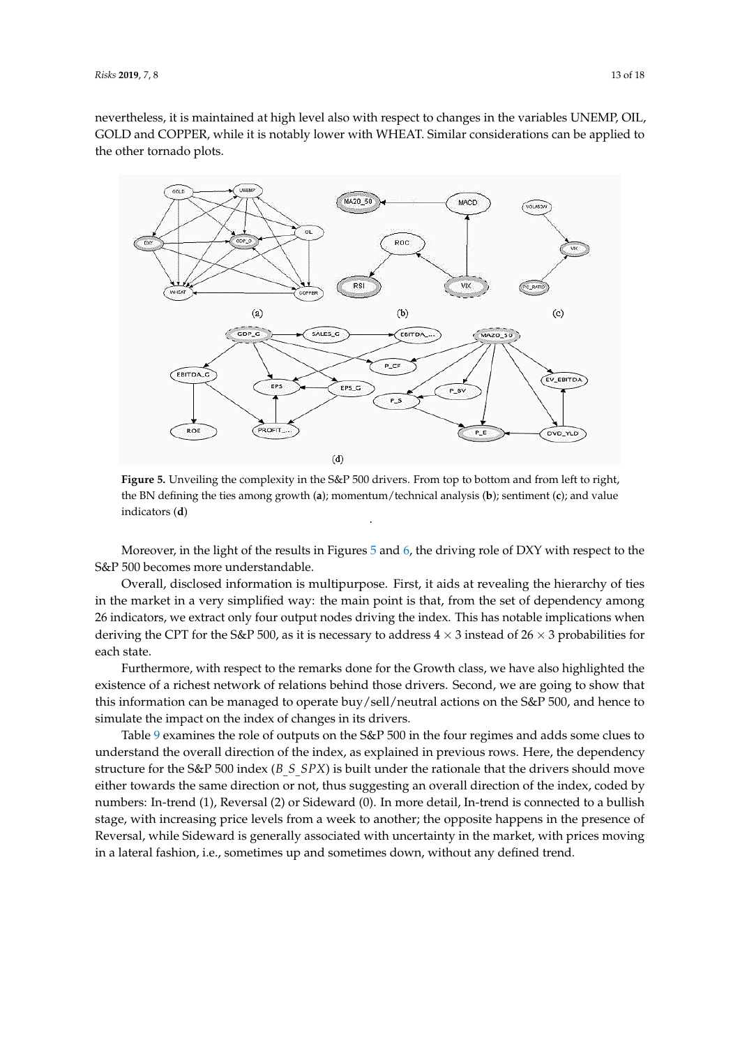nevertheless, it is maintained at high level also with respect to changes in the variables UNEMP, OIL, GOLD and COPPER, while it is notably lower with WHEAT. Similar considerations can be applied to the other tornado plots.

**Figure 5.** Unveiling the complexity in the S&P 500 drivers. From top to bottom and from left to right, the BN defining the ties among growth (**a**); momentum/technical analysis (**b**); sentiment (**c**); and value indicators (**d**)

Moreover, in the light of the results in Figures 5 and 6, the driving role of DXY with respect to the S&P 500 becomes more understandable.

Overall, disclosed information is multipurpose. First, it aids at revealing the hierarchy of ties in the market in a very simplified way: the main point is that, from the set of dependency among 26 indicators, we extract only four output nodes driving the index. This has notable implications when deriving the CPT for the S&P 500, as it is necessary to address $4 \times 3$ instead of $26 \times 3$ probabilities for each state.

Furthermore, with respect to the remarks done for the Growth class, we have also highlighted the existence of a richest network of relations behind those drivers. Second, we are going to show that this information can be managed to operate buy/sell/neutral actions on the S&P 500, and hence to simulate the impact on the index of changes in its drivers.

Table 9 examines the role of outputs on the S&P 500 in the four regimes and adds some clues to understand the overall direction of the index, as explained in previous rows. Here, the dependency structure for the S&P 500 index ($B\_S\_SPX$) is built under the rationale that the drivers should move either towards the same direction or not, thus suggesting an overall direction of the index, coded by numbers: In-trend (1), Reversal (2) or Sideward (0). In more detail, In-trend is connected to a bullish stage, with increasing price levels from a week to another; the opposite happens in the presence of Reversal, while Sideward is generally associated with uncertainty in the market, with prices moving in a lateral fashion, i.e., sometimes up and sometimes down, without any defined trend.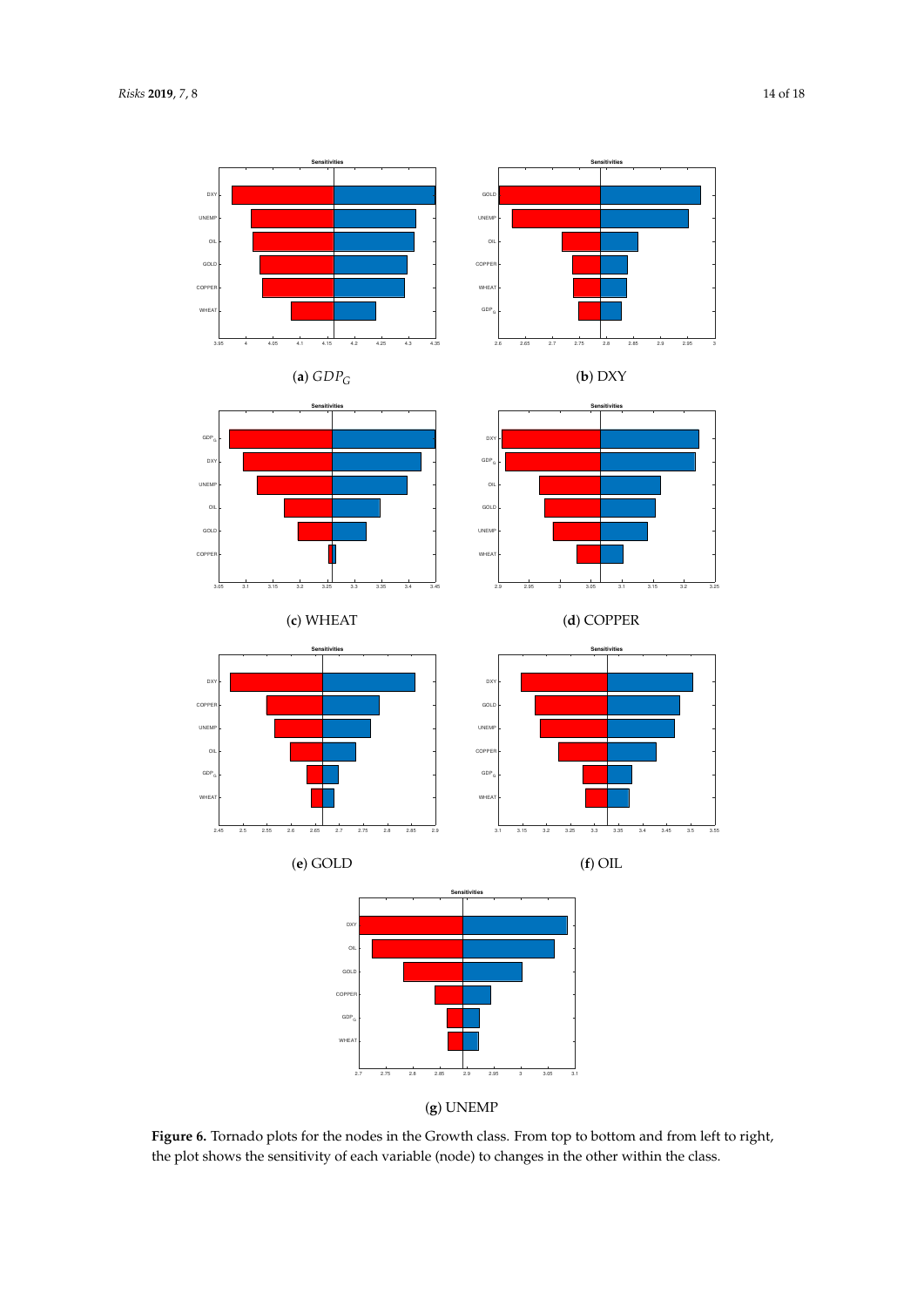(**a**) $GDP_G$

(**b**) DXY

(**c**) WHEAT

(**d**) COPPER

(**e**) GOLD

(**f**) OIL

(**g**) UNEMP

**Figure 6.** Tornado plots for the nodes in the Growth class. From top to bottom and from left to right, the plot shows the sensitivity of each variable (node) to changes in the other within the class.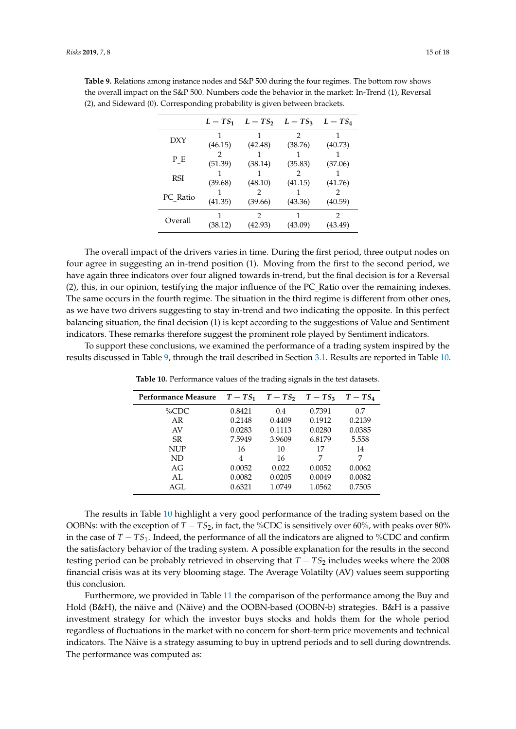**Table 9.** Relations among instance nodes and S&P 500 during the four regimes. The bottom row shows the overall impact on the S&P 500. Numbers code the behavior in the market: In-Trend (1), Reversal (2), and Sideward (0). Corresponding probability is given between brackets.

| | $L-TS_1$ | $L-TS_2$ | $L-TS_3$ | $L-TS_4$ |
|---|---|---|---|---|
| DXY | 1 (46.15) | 1 (42.48) | 2 (38.76) | 1 (40.73) |
| P_E | 2 (51.39) | 1 (38.14) | 1 (35.83) | 1 (37.06) |
| RSI | 1 (39.68) | 1 (48.10) | 2 (41.15) | 1 (41.76) |
| PC_Ratio | 1 (41.35) | 2 (39.66) | 1 (43.36) | 2 (40.59) |
| Overall | 1 (38.12) | 2 (42.93) | 1 (43.09) | 2 (43.49) |

The overall impact of the drivers varies in time. During the first period, three output nodes on four agree in suggesting an in-trend position (1). Moving from the first to the second period, we have again three indicators over four aligned towards in-trend, but the final decision is for a Reversal (2), this, in our opinion, testifying the major influence of the PC_Ratio over the remaining indexes. The same occurs in the fourth regime. The situation in the third regime is different from other ones, as we have two drivers suggesting to stay in-trend and two indicating the opposite. In this perfect balancing situation, the final decision (1) is kept according to the suggestions of Value and Sentiment indicators. These remarks therefore suggest the prominent role played by Sentiment indicators.

To support these conclusions, we examined the performance of a trading system inspired by the results discussed in Table 9, through the trail described in Section 3.1. Results are reported in Table 10.

**Table 10.** Performance values of the trading signals in the test datasets.

| Performance Measure | $T-TS_1$ | $T-TS_2$ | $T-TS_3$ | $T-TS_4$ |
|---|---|---|---|---|
| %CDC | 0.8421 | 0.4 | 0.7391 | 0.7 |
| AR | 0.2148 | 0.4409 | 0.1912 | 0.2139 |
| AV | 0.0283 | 0.1113 | 0.0280 | 0.0385 |
| SR | 7.5949 | 3.9609 | 6.8179 | 5.558 |
| NUP | 16 | 10 | 17 | 14 |
| ND | 4 | 16 | 7 | 7 |
| AG | 0.0052 | 0.022 | 0.0052 | 0.0062 |
| AL | 0.0082 | 0.0205 | 0.0049 | 0.0082 |
| AGL | 0.6321 | 1.0749 | 1.0562 | 0.7505 |

The results in Table 10 highlight a very good performance of the trading system based on the OOBNs: with the exception of $T-TS_2$, in fact, the %CDC is sensitively over 60%, with peaks over 80% in the case of $T-TS_1$. Indeed, the performance of all the indicators are aligned to %CDC and confirm the satisfactory behavior of the trading system. A possible explanation for the results in the second testing period can be probably retrieved in observing that $T-TS_2$ includes weeks where the 2008 financial crisis was at its very blooming stage. The Average Volatilty (AV) values seem supporting this conclusion.

Furthermore, we provided in Table 11 the comparison of the performance among the Buy and Hold (B&H), the näive and (Näive) and the OOBN-based (OOBN-b) strategies. B&H is a passive investment strategy for which the investor buys stocks and holds them for the whole period regardless of fluctuations in the market with no concern for short-term price movements and technical indicators. The Näive is a strategy assuming to buy in uptrend periods and to sell during downtrends. The performance was computed as: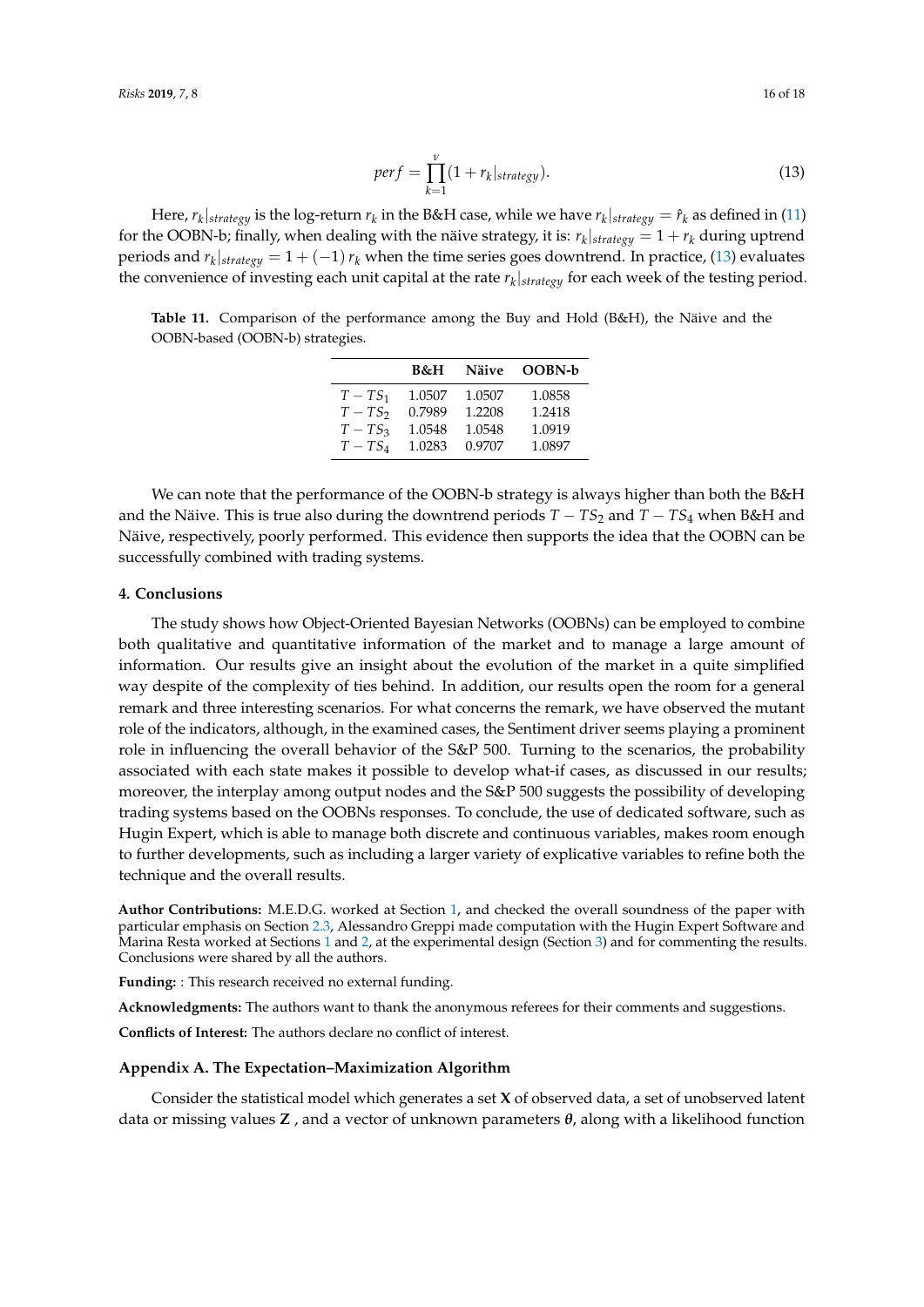$$perf = \prod_{k=1}^{\nu} (1 + r_k|_{strategy}). \tag{13}$$

Here, $r_k|_{strategy}$ is the log-return $r_k$ in the B&H case, while we have $r_k|_{strategy} = \hat{r}_k$ as defined in (11) for the OOBN-b; finally, when dealing with the näive strategy, it is: $r_k|_{strategy} = 1 + r_k$ during uptrend periods and $r_k|_{strategy} = 1 + (-1)\, r_k$ when the time series goes downtrend. In practice, (13) evaluates the convenience of investing each unit capital at the rate $r_k|_{strategy}$ for each week of the testing period.

**Table 11.** Comparison of the performance among the Buy and Hold (B&H), the Näive and the OOBN-based (OOBN-b) strategies.

| | B&H | Näive | OOBN-b |
|---|---|---|---|
| $T - TS_1$ | 1.0507 | 1.0507 | 1.0858 |
| $T - TS_2$ | 0.7989 | 1.2208 | 1.2418 |
| $T - TS_3$ | 1.0548 | 1.0548 | 1.0919 |
| $T - TS_4$ | 1.0283 | 0.9707 | 1.0897 |

We can note that the performance of the OOBN-b strategy is always higher than both the B&H and the Näive. This is true also during the downtrend periods $T - TS_2$ and $T - TS_4$ when B&H and Näive, respectively, poorly performed. This evidence then supports the idea that the OOBN can be successfully combined with trading systems.

## 4. Conclusions

The study shows how Object-Oriented Bayesian Networks (OOBNs) can be employed to combine both qualitative and quantitative information of the market and to manage a large amount of information. Our results give an insight about the evolution of the market in a quite simplified way despite of the complexity of ties behind. In addition, our results open the room for a general remark and three interesting scenarios. For what concerns the remark, we have observed the mutant role of the indicators, although, in the examined cases, the Sentiment driver seems playing a prominent role in influencing the overall behavior of the S&P 500. Turning to the scenarios, the probability associated with each state makes it possible to develop what-if cases, as discussed in our results; moreover, the interplay among output nodes and the S&P 500 suggests the possibility of developing trading systems based on the OOBNs responses. To conclude, the use of dedicated software, such as Hugin Expert, which is able to manage both discrete and continuous variables, makes room enough to further developments, such as including a larger variety of explicative variables to refine both the technique and the overall results.

**Author Contributions:** M.E.D.G. worked at Section 1, and checked the overall soundness of the paper with particular emphasis on Section 2.3, Alessandro Greppi made computation with the Hugin Expert Software and Marina Resta worked at Sections 1 and 2, at the experimental design (Section 3) and for commenting the results. Conclusions were shared by all the authors.

**Funding:** : This research received no external funding.

**Acknowledgments:** The authors want to thank the anonymous referees for their comments and suggestions.

**Conflicts of Interest:** The authors declare no conflict of interest.

## Appendix A. The Expectation–Maximization Algorithm

Consider the statistical model which generates a set $\mathbf{X}$ of observed data, a set of unobserved latent data or missing values $\mathbf{Z}$ , and a vector of unknown parameters $\boldsymbol{\theta}$, along with a likelihood function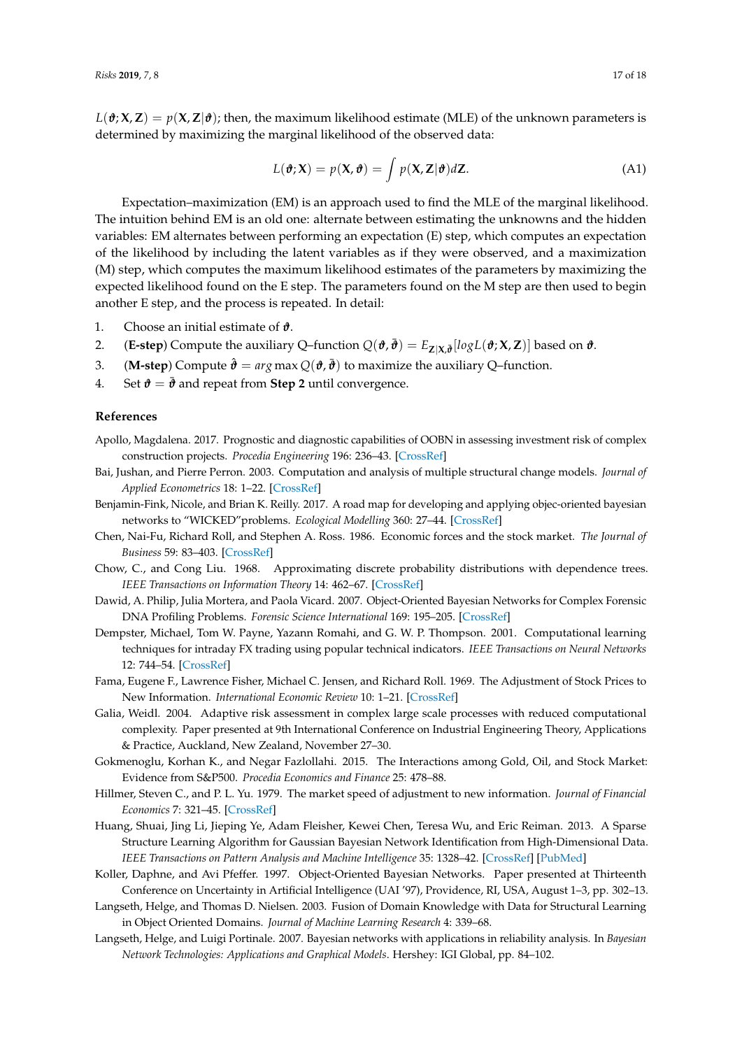$L(\boldsymbol{\vartheta}; \mathbf{X}, \mathbf{Z}) = p(\mathbf{X}, \mathbf{Z}|\boldsymbol{\vartheta})$; then, the maximum likelihood estimate (MLE) of the unknown parameters is determined by maximizing the marginal likelihood of the observed data:

$$L(\boldsymbol{\vartheta}; \mathbf{X}) = p(\mathbf{X}, \boldsymbol{\vartheta}) = \int p(\mathbf{X}, \mathbf{Z}|\boldsymbol{\vartheta}) d\mathbf{Z}. \tag{A1}$$

Expectation–maximization (EM) is an approach used to find the MLE of the marginal likelihood. The intuition behind EM is an old one: alternate between estimating the unknowns and the hidden variables: EM alternates between performing an expectation (E) step, which computes an expectation of the likelihood by including the latent variables as if they were observed, and a maximization (M) step, which computes the maximum likelihood estimates of the parameters by maximizing the expected likelihood found on the E step. The parameters found on the M step are then used to begin another E step, and the process is repeated. In detail:

1. Choose an initial estimate of $\boldsymbol{\vartheta}$.
2. (**E-step**) Compute the auxiliary Q–function $Q(\boldsymbol{\vartheta}, \bar{\boldsymbol{\vartheta}}) = E_{\mathbf{Z}|\mathbf{X}, \bar{\boldsymbol{\vartheta}}}[log L(\boldsymbol{\vartheta}; \mathbf{X}, \mathbf{Z})]$ based on $\boldsymbol{\vartheta}$.
3. (**M-step**) Compute $\hat{\boldsymbol{\vartheta}} = arg\max Q(\boldsymbol{\vartheta}, \bar{\boldsymbol{\vartheta}})$ to maximize the auxiliary Q–function.
4. Set $\boldsymbol{\vartheta} = \bar{\boldsymbol{\vartheta}}$ and repeat from **Step 2** until convergence.

## References

Apollo, Magdalena. 2017. Prognostic and diagnostic capabilities of OOBN in assessing investment risk of complex construction projects. *Procedia Engineering* 196: 236–43. [CrossRef]

Bai, Jushan, and Pierre Perron. 2003. Computation and analysis of multiple structural change models. *Journal of Applied Econometrics* 18: 1–22. [CrossRef]

Benjamin-Fink, Nicole, and Brian K. Reilly. 2017. A road map for developing and applying objec-oriented bayesian networks to "WICKED"problems. *Ecological Modelling* 360: 27–44. [CrossRef]

Chen, Nai-Fu, Richard Roll, and Stephen A. Ross. 1986. Economic forces and the stock market. *The Journal of Business* 59: 83–403. [CrossRef]

Chow, C., and Cong Liu. 1968. Approximating discrete probability distributions with dependence trees. *IEEE Transactions on Information Theory* 14: 462–67. [CrossRef]

Dawid, A. Philip, Julia Mortera, and Paola Vicard. 2007. Object-Oriented Bayesian Networks for Complex Forensic DNA Profiling Problems. *Forensic Science International* 169: 195–205. [CrossRef]

Dempster, Michael, Tom W. Payne, Yazann Romahi, and G. W. P. Thompson. 2001. Computational learning techniques for intraday FX trading using popular technical indicators. *IEEE Transactions on Neural Networks* 12: 744–54. [CrossRef]

Fama, Eugene F., Lawrence Fisher, Michael C. Jensen, and Richard Roll. 1969. The Adjustment of Stock Prices to New Information. *International Economic Review* 10: 1–21. [CrossRef]

Galia, Weidl. 2004. Adaptive risk assessment in complex large scale processes with reduced computational complexity. Paper presented at 9th International Conference on Industrial Engineering Theory, Applications & Practice, Auckland, New Zealand, November 27–30.

Gokmenoglu, Korhan K., and Negar Fazlollahi. 2015. The Interactions among Gold, Oil, and Stock Market: Evidence from S&P500. *Procedia Economics and Finance* 25: 478–88.

Hillmer, Steven C., and P. L. Yu. 1979. The market speed of adjustment to new information. *Journal of Financial Economics* 7: 321–45. [CrossRef]

Huang, Shuai, Jing Li, Jieping Ye, Adam Fleisher, Kewei Chen, Teresa Wu, and Eric Reiman. 2013. A Sparse Structure Learning Algorithm for Gaussian Bayesian Network Identification from High-Dimensional Data. *IEEE Transactions on Pattern Analysis and Machine Intelligence* 35: 1328–42. [CrossRef] [PubMed]

Koller, Daphne, and Avi Pfeffer. 1997. Object-Oriented Bayesian Networks. Paper presented at Thirteenth Conference on Uncertainty in Artificial Intelligence (UAI '97), Providence, RI, USA, August 1–3, pp. 302–13.

Langseth, Helge, and Thomas D. Nielsen. 2003. Fusion of Domain Knowledge with Data for Structural Learning in Object Oriented Domains. *Journal of Machine Learning Research* 4: 339–68.

Langseth, Helge, and Luigi Portinale. 2007. Bayesian networks with applications in reliability analysis. In *Bayesian Network Technologies: Applications and Graphical Models*. Hershey: IGI Global, pp. 84–102.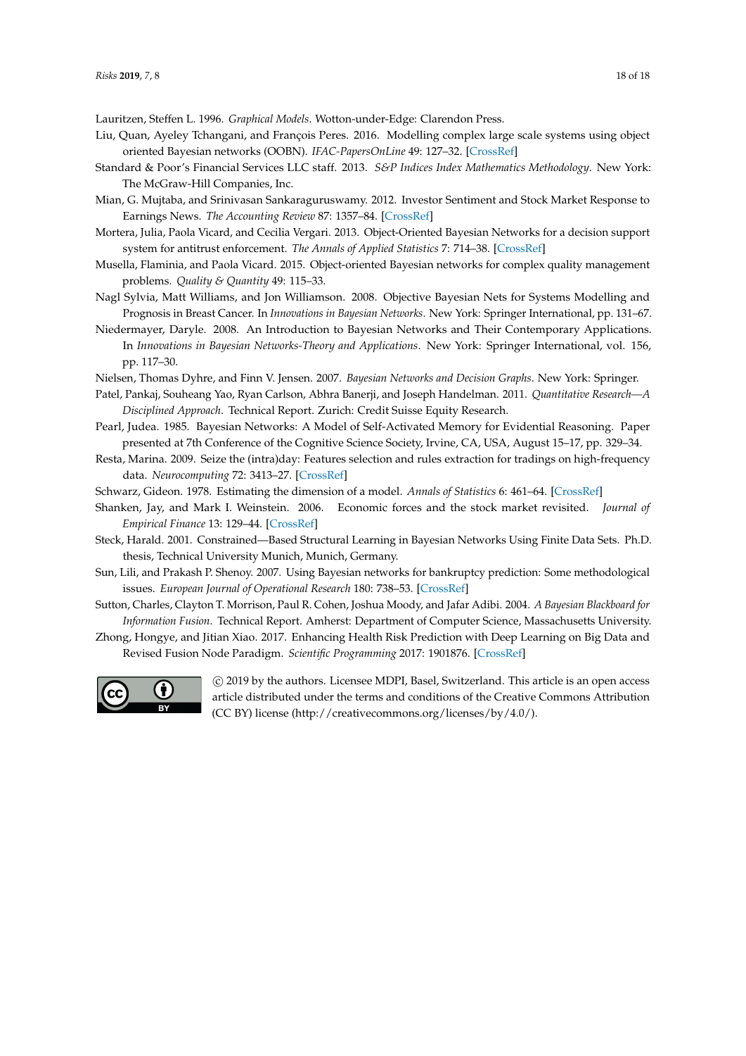Lauritzen, Steffen L. 1996. *Graphical Models*. Wotton-under-Edge: Clarendon Press.

Liu, Quan, Ayeley Tchangani, and François Peres. 2016. Modelling complex large scale systems using object oriented Bayesian networks (OOBN). *IFAC-PapersOnLine* 49: 127–32. [CrossRef]

Standard & Poor's Financial Services LLC staff. 2013. *S&P Indices Index Mathematics Methodology*. New York: The McGraw-Hill Companies, Inc.

Mian, G. Mujtaba, and Srinivasan Sankaraguruswamy. 2012. Investor Sentiment and Stock Market Response to Earnings News. *The Accounting Review* 87: 1357–84. [CrossRef]

Mortera, Julia, Paola Vicard, and Cecilia Vergari. 2013. Object-Oriented Bayesian Networks for a decision support system for antitrust enforcement. *The Annals of Applied Statistics* 7: 714–38. [CrossRef]

Musella, Flaminia, and Paola Vicard. 2015. Object-oriented Bayesian networks for complex quality management problems. *Quality & Quantity* 49: 115–33.

Nagl Sylvia, Matt Williams, and Jon Williamson. 2008. Objective Bayesian Nets for Systems Modelling and Prognosis in Breast Cancer. In *Innovations in Bayesian Networks*. New York: Springer International, pp. 131–67.

Niedermayer, Daryle. 2008. An Introduction to Bayesian Networks and Their Contemporary Applications. In *Innovations in Bayesian Networks-Theory and Applications*. New York: Springer International, vol. 156, pp. 117–30.

Nielsen, Thomas Dyhre, and Finn V. Jensen. 2007. *Bayesian Networks and Decision Graphs*. New York: Springer.

Patel, Pankaj, Souheang Yao, Ryan Carlson, Abhra Banerji, and Joseph Handelman. 2011. *Quantitative Research—A Disciplined Approach*. Technical Report. Zurich: Credit Suisse Equity Research.

Pearl, Judea. 1985. Bayesian Networks: A Model of Self-Activated Memory for Evidential Reasoning. Paper presented at 7th Conference of the Cognitive Science Society, Irvine, CA, USA, August 15–17, pp. 329–34.

Resta, Marina. 2009. Seize the (intra)day: Features selection and rules extraction for tradings on high-frequency data. *Neurocomputing* 72: 3413–27. [CrossRef]

Schwarz, Gideon. 1978. Estimating the dimension of a model. *Annals of Statistics* 6: 461–64. [CrossRef]

Shanken, Jay, and Mark I. Weinstein. 2006. Economic forces and the stock market revisited. *Journal of Empirical Finance* 13: 129–44. [CrossRef]

Steck, Harald. 2001. Constrained—Based Structural Learning in Bayesian Networks Using Finite Data Sets. Ph.D. thesis, Technical University Munich, Munich, Germany.

Sun, Lili, and Prakash P. Shenoy. 2007. Using Bayesian networks for bankruptcy prediction: Some methodological issues. *European Journal of Operational Research* 180: 738–53. [CrossRef]

Sutton, Charles, Clayton T. Morrison, Paul R. Cohen, Joshua Moody, and Jafar Adibi. 2004. *A Bayesian Blackboard for Information Fusion*. Technical Report. Amherst: Department of Computer Science, Massachusetts University.

Zhong, Hongye, and Jitian Xiao. 2017. Enhancing Health Risk Prediction with Deep Learning on Big Data and Revised Fusion Node Paradigm. *Scientific Programming* 2017: 1901876. [CrossRef]

© 2019 by the authors. Licensee MDPI, Basel, Switzerland. This article is an open access article distributed under the terms and conditions of the Creative Commons Attribution (CC BY) license (http://creativecommons.org/licenses/by/4.0/).